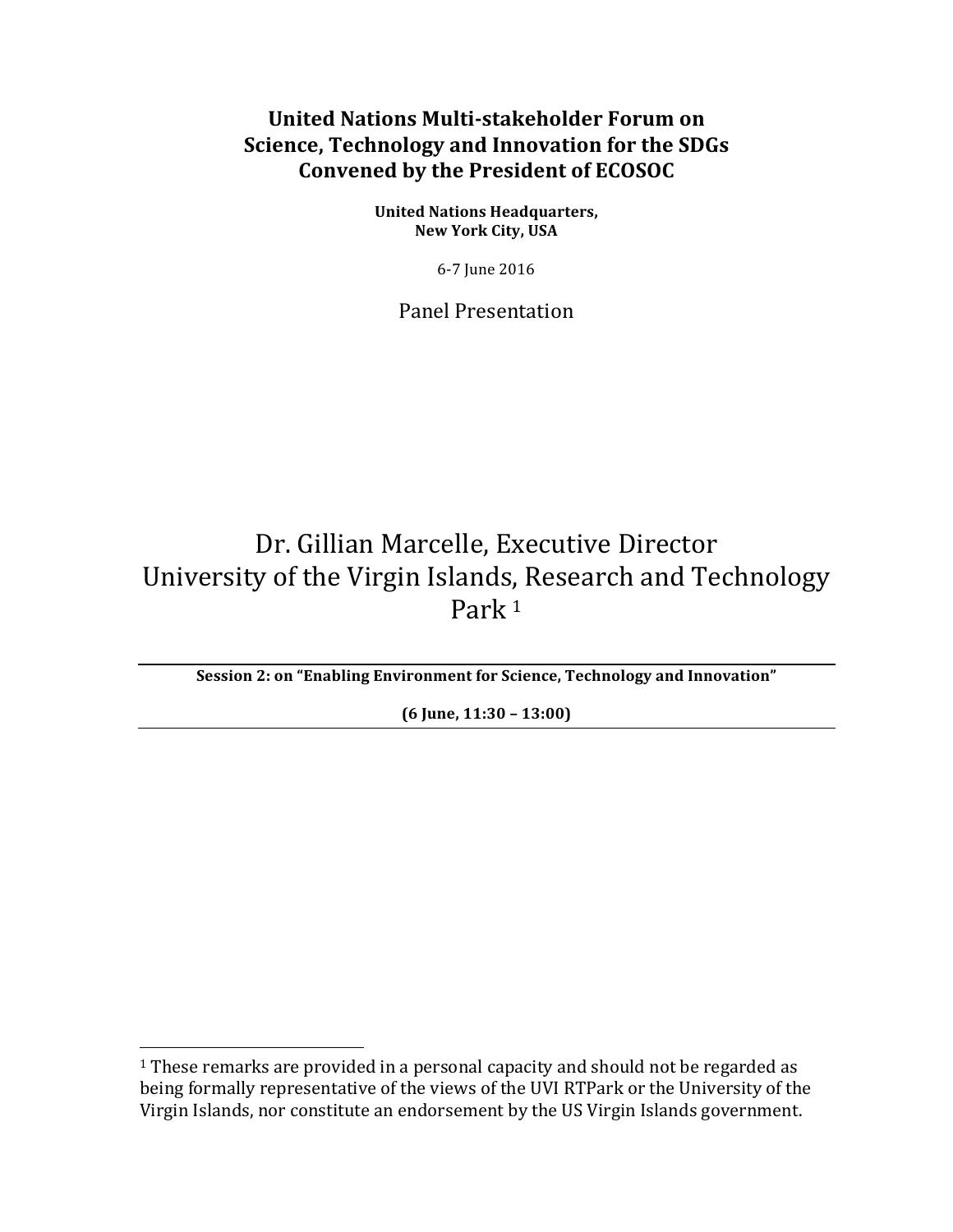**United Nations Multi-stakeholder Forum on Science, Technology and Innovation for the SDGs Convened by the President of ECOSOC**

**United Nations Headquarters, New York City, USA**

6-7 June 2016

Panel Presentation

# Dr. Gillian Marcelle, Executive Director University of the Virgin Islands, Research and Technology Park [1]

---

**Session 2: on "Enabling Environment for Science, Technology and Innovation"**

**(6 June, 11:30 – 13:00)**

---

[1] These remarks are provided in a personal capacity and should not be regarded as being formally representative of the views of the UVI RTPark or the University of the Virgin Islands, nor constitute an endorsement by the US Virgin Islands government.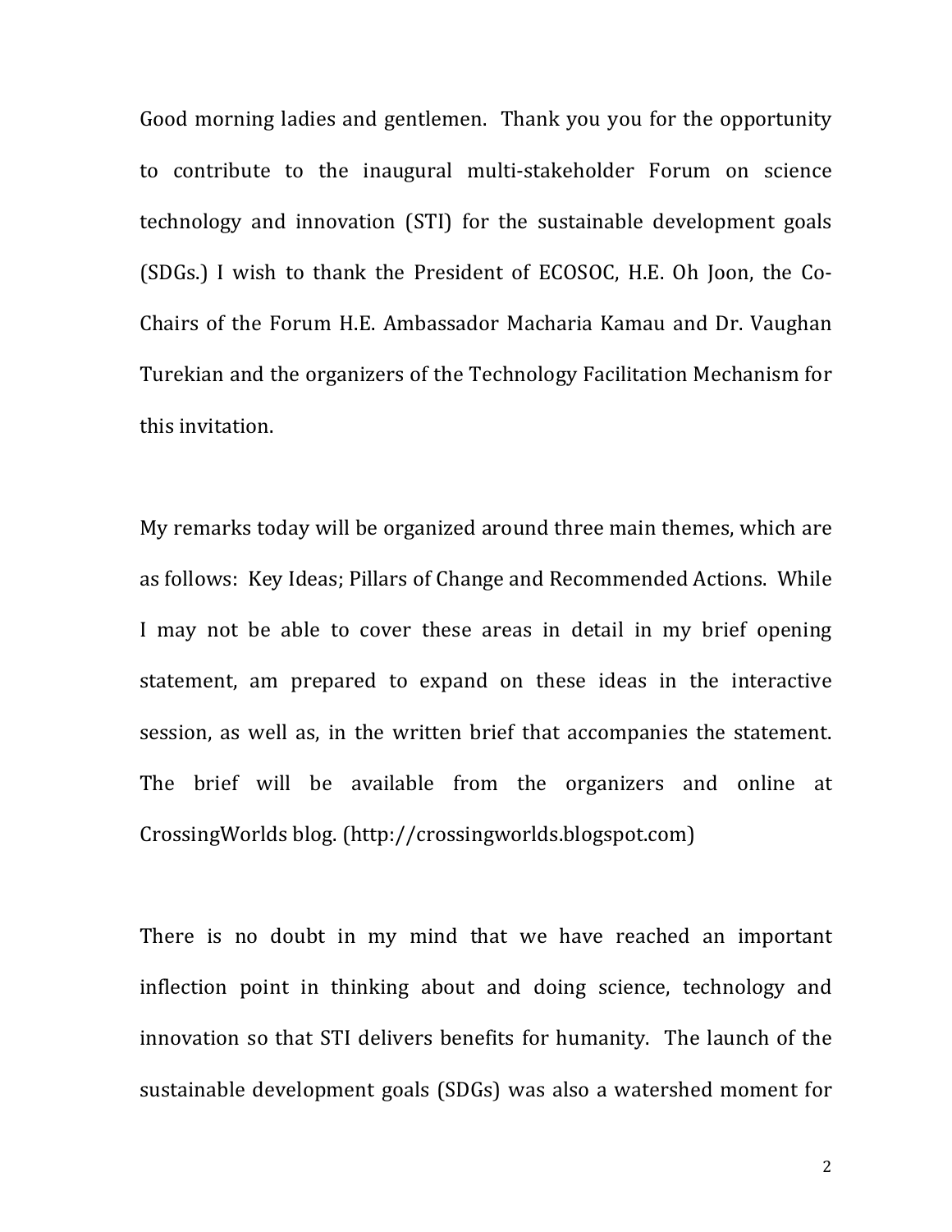Good morning ladies and gentlemen. Thank you you for the opportunity to contribute to the inaugural multi-stakeholder Forum on science technology and innovation (STI) for the sustainable development goals (SDGs.) I wish to thank the President of ECOSOC, H.E. Oh Joon, the Co-Chairs of the Forum H.E. Ambassador Macharia Kamau and Dr. Vaughan Turekian and the organizers of the Technology Facilitation Mechanism for this invitation.

My remarks today will be organized around three main themes, which are as follows: Key Ideas; Pillars of Change and Recommended Actions. While I may not be able to cover these areas in detail in my brief opening statement, am prepared to expand on these ideas in the interactive session, as well as, in the written brief that accompanies the statement. The brief will be available from the organizers and online at CrossingWorlds blog. (http://crossingworlds.blogspot.com)

There is no doubt in my mind that we have reached an important inflection point in thinking about and doing science, technology and innovation so that STI delivers benefits for humanity. The launch of the sustainable development goals (SDGs) was also a watershed moment for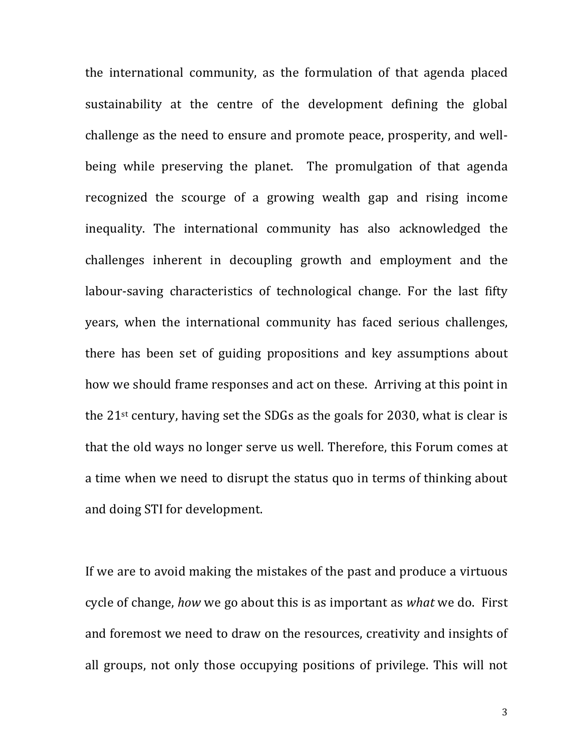the international community, as the formulation of that agenda placed sustainability at the centre of the development defining the global challenge as the need to ensure and promote peace, prosperity, and well-being while preserving the planet. The promulgation of that agenda recognized the scourge of a growing wealth gap and rising income inequality. The international community has also acknowledged the challenges inherent in decoupling growth and employment and the labour-saving characteristics of technological change. For the last fifty years, when the international community has faced serious challenges, there has been set of guiding propositions and key assumptions about how we should frame responses and act on these. Arriving at this point in the 21st century, having set the SDGs as the goals for 2030, what is clear is that the old ways no longer serve us well. Therefore, this Forum comes at a time when we need to disrupt the status quo in terms of thinking about and doing STI for development.

If we are to avoid making the mistakes of the past and produce a virtuous cycle of change, *how* we go about this is as important as *what* we do. First and foremost we need to draw on the resources, creativity and insights of all groups, not only those occupying positions of privilege. This will not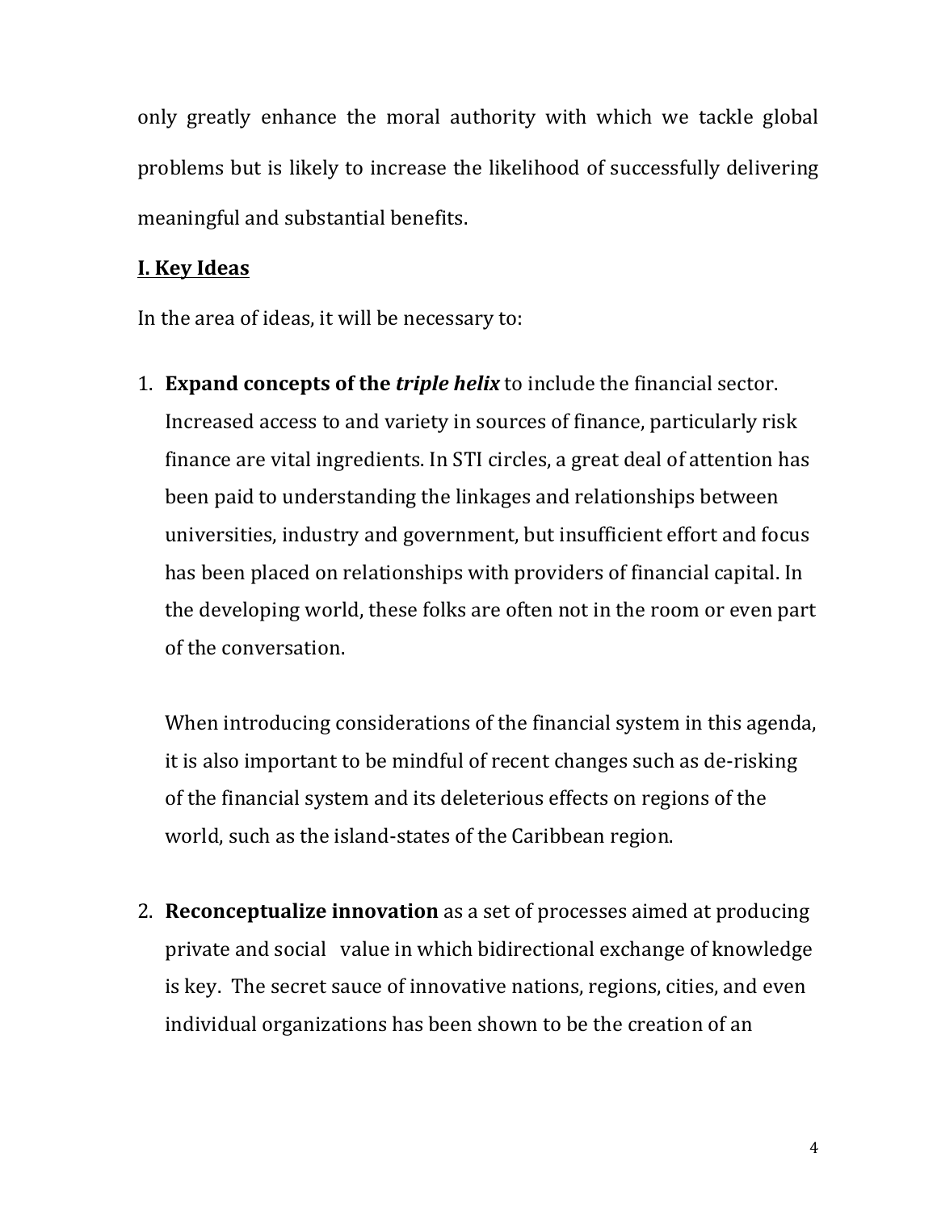only greatly enhance the moral authority with which we tackle global problems but is likely to increase the likelihood of successfully delivering meaningful and substantial benefits.

## I. Key Ideas

In the area of ideas, it will be necessary to:

1. **Expand concepts of the *triple helix*** to include the financial sector. Increased access to and variety in sources of finance, particularly risk finance are vital ingredients. In STI circles, a great deal of attention has been paid to understanding the linkages and relationships between universities, industry and government, but insufficient effort and focus has been placed on relationships with providers of financial capital. In the developing world, these folks are often not in the room or even part of the conversation.

   When introducing considerations of the financial system in this agenda, it is also important to be mindful of recent changes such as de-risking of the financial system and its deleterious effects on regions of the world, such as the island-states of the Caribbean region.

2. **Reconceptualize innovation** as a set of processes aimed at producing private and social value in which bidirectional exchange of knowledge is key. The secret sauce of innovative nations, regions, cities, and even individual organizations has been shown to be the creation of an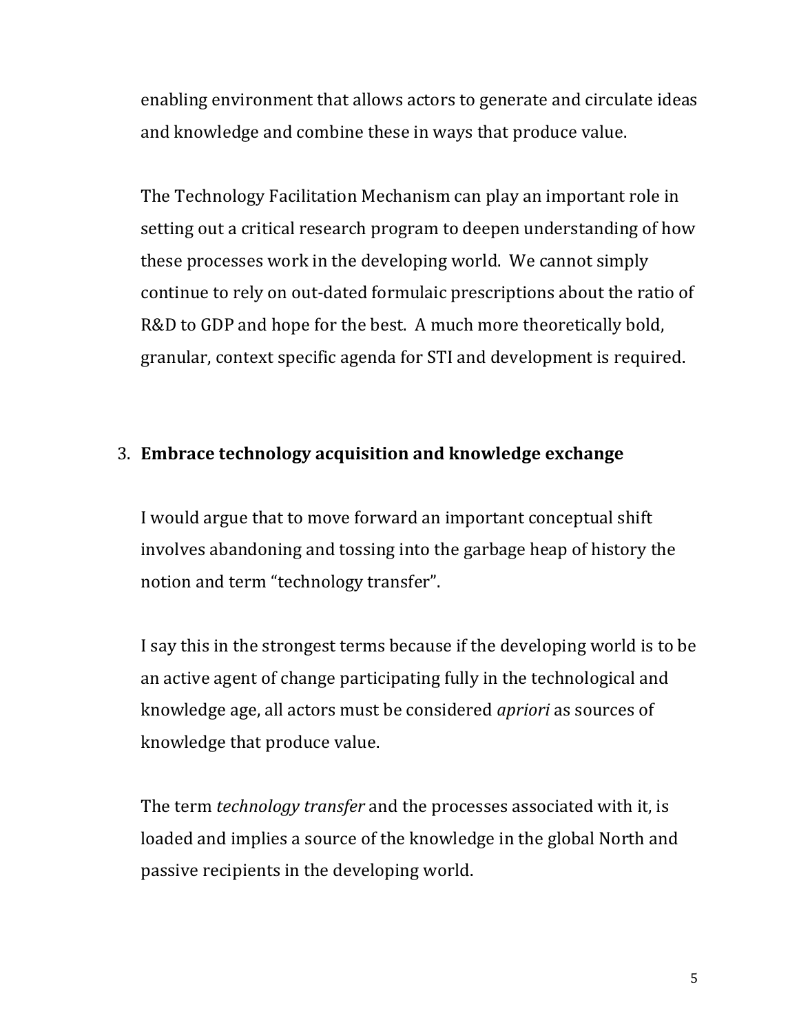enabling environment that allows actors to generate and circulate ideas and knowledge and combine these in ways that produce value.

The Technology Facilitation Mechanism can play an important role in setting out a critical research program to deepen understanding of how these processes work in the developing world. We cannot simply continue to rely on out-dated formulaic prescriptions about the ratio of R&D to GDP and hope for the best. A much more theoretically bold, granular, context specific agenda for STI and development is required.

3. **Embrace technology acquisition and knowledge exchange**

I would argue that to move forward an important conceptual shift involves abandoning and tossing into the garbage heap of history the notion and term "technology transfer".

I say this in the strongest terms because if the developing world is to be an active agent of change participating fully in the technological and knowledge age, all actors must be considered *apriori* as sources of knowledge that produce value.

The term *technology transfer* and the processes associated with it, is loaded and implies a source of the knowledge in the global North and passive recipients in the developing world.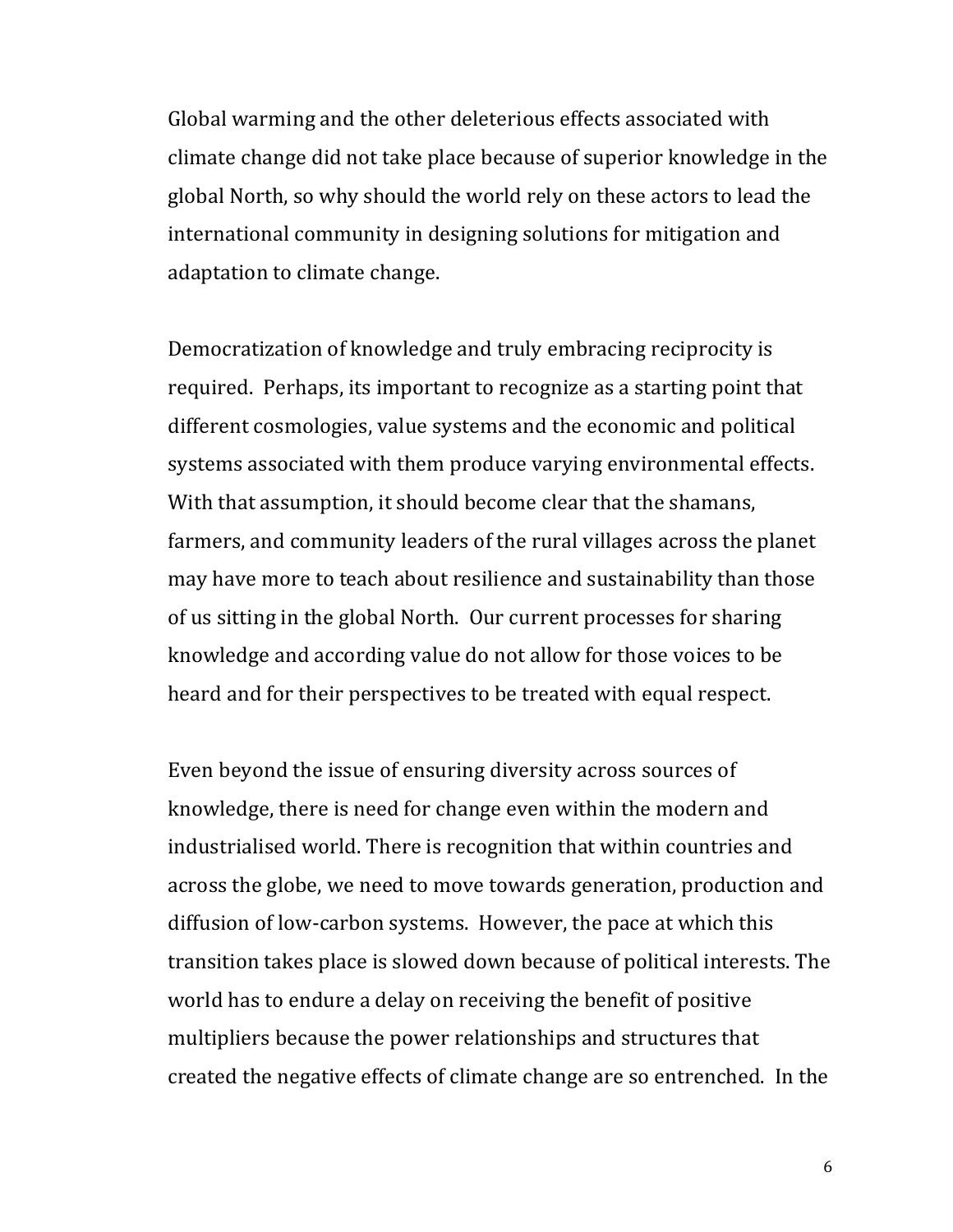Global warming and the other deleterious effects associated with climate change did not take place because of superior knowledge in the global North, so why should the world rely on these actors to lead the international community in designing solutions for mitigation and adaptation to climate change.

Democratization of knowledge and truly embracing reciprocity is required. Perhaps, its important to recognize as a starting point that different cosmologies, value systems and the economic and political systems associated with them produce varying environmental effects. With that assumption, it should become clear that the shamans, farmers, and community leaders of the rural villages across the planet may have more to teach about resilience and sustainability than those of us sitting in the global North. Our current processes for sharing knowledge and according value do not allow for those voices to be heard and for their perspectives to be treated with equal respect.

Even beyond the issue of ensuring diversity across sources of knowledge, there is need for change even within the modern and industrialised world. There is recognition that within countries and across the globe, we need to move towards generation, production and diffusion of low-carbon systems. However, the pace at which this transition takes place is slowed down because of political interests. The world has to endure a delay on receiving the benefit of positive multipliers because the power relationships and structures that created the negative effects of climate change are so entrenched. In the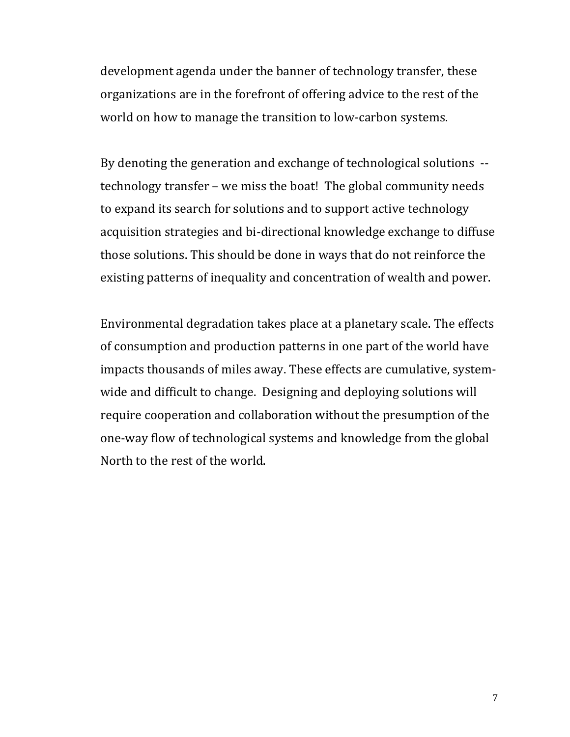development agenda under the banner of technology transfer, these organizations are in the forefront of offering advice to the rest of the world on how to manage the transition to low-carbon systems.

By denoting the generation and exchange of technological solutions -- technology transfer – we miss the boat! The global community needs to expand its search for solutions and to support active technology acquisition strategies and bi-directional knowledge exchange to diffuse those solutions. This should be done in ways that do not reinforce the existing patterns of inequality and concentration of wealth and power.

Environmental degradation takes place at a planetary scale. The effects of consumption and production patterns in one part of the world have impacts thousands of miles away. These effects are cumulative, system-wide and difficult to change. Designing and deploying solutions will require cooperation and collaboration without the presumption of the one-way flow of technological systems and knowledge from the global North to the rest of the world.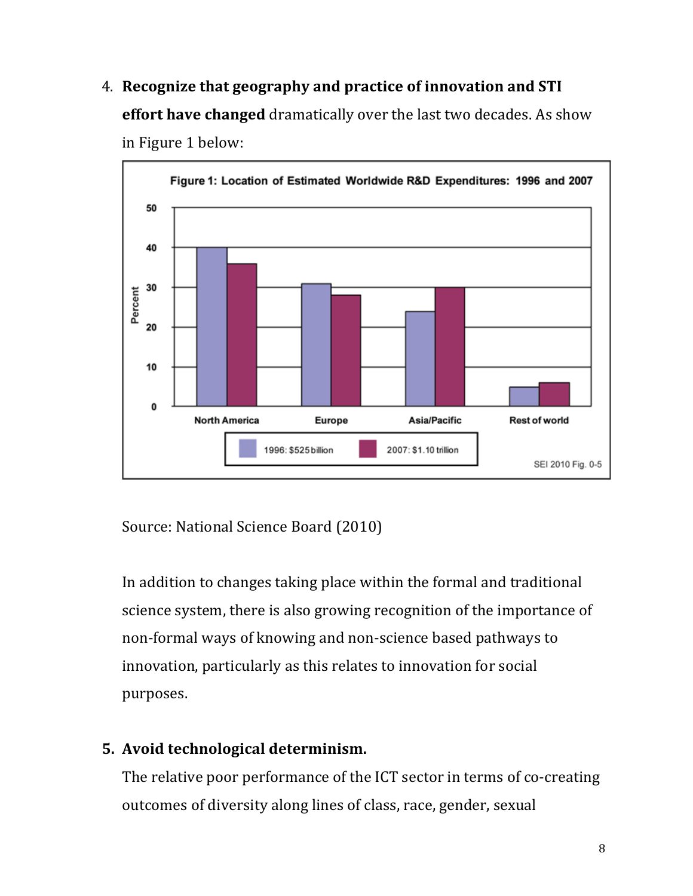4. **Recognize that geography and practice of innovation and STI effort have changed** dramatically over the last two decades. As show in Figure 1 below:

Figure 1: Location of Estimated Worldwide R&D Expenditures: 1996 and 2007

Source: National Science Board (2010)

In addition to changes taking place within the formal and traditional science system, there is also growing recognition of the importance of non-formal ways of knowing and non-science based pathways to innovation, particularly as this relates to innovation for social purposes.

5. **Avoid technological determinism.**

The relative poor performance of the ICT sector in terms of co-creating outcomes of diversity along lines of class, race, gender, sexual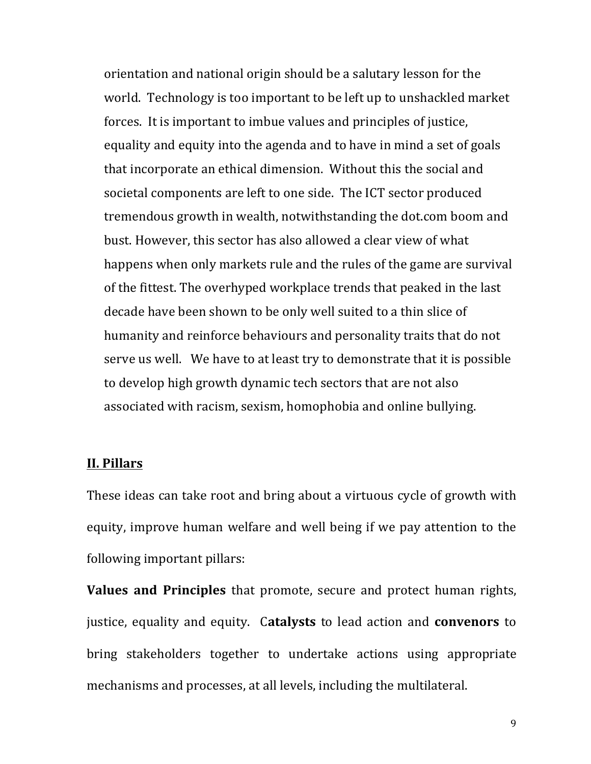orientation and national origin should be a salutary lesson for the world. Technology is too important to be left up to unshackled market forces. It is important to imbue values and principles of justice, equality and equity into the agenda and to have in mind a set of goals that incorporate an ethical dimension. Without this the social and societal components are left to one side. The ICT sector produced tremendous growth in wealth, notwithstanding the dot.com boom and bust. However, this sector has also allowed a clear view of what happens when only markets rule and the rules of the game are survival of the fittest. The overhyped workplace trends that peaked in the last decade have been shown to be only well suited to a thin slice of humanity and reinforce behaviours and personality traits that do not serve us well. We have to at least try to demonstrate that it is possible to develop high growth dynamic tech sectors that are not also associated with racism, sexism, homophobia and online bullying.

## II. Pillars

These ideas can take root and bring about a virtuous cycle of growth with equity, improve human welfare and well being if we pay attention to the following important pillars:

**Values and Principles** that promote, secure and protect human rights, justice, equality and equity. C**atalysts** to lead action and **convenors** to bring stakeholders together to undertake actions using appropriate mechanisms and processes, at all levels, including the multilateral.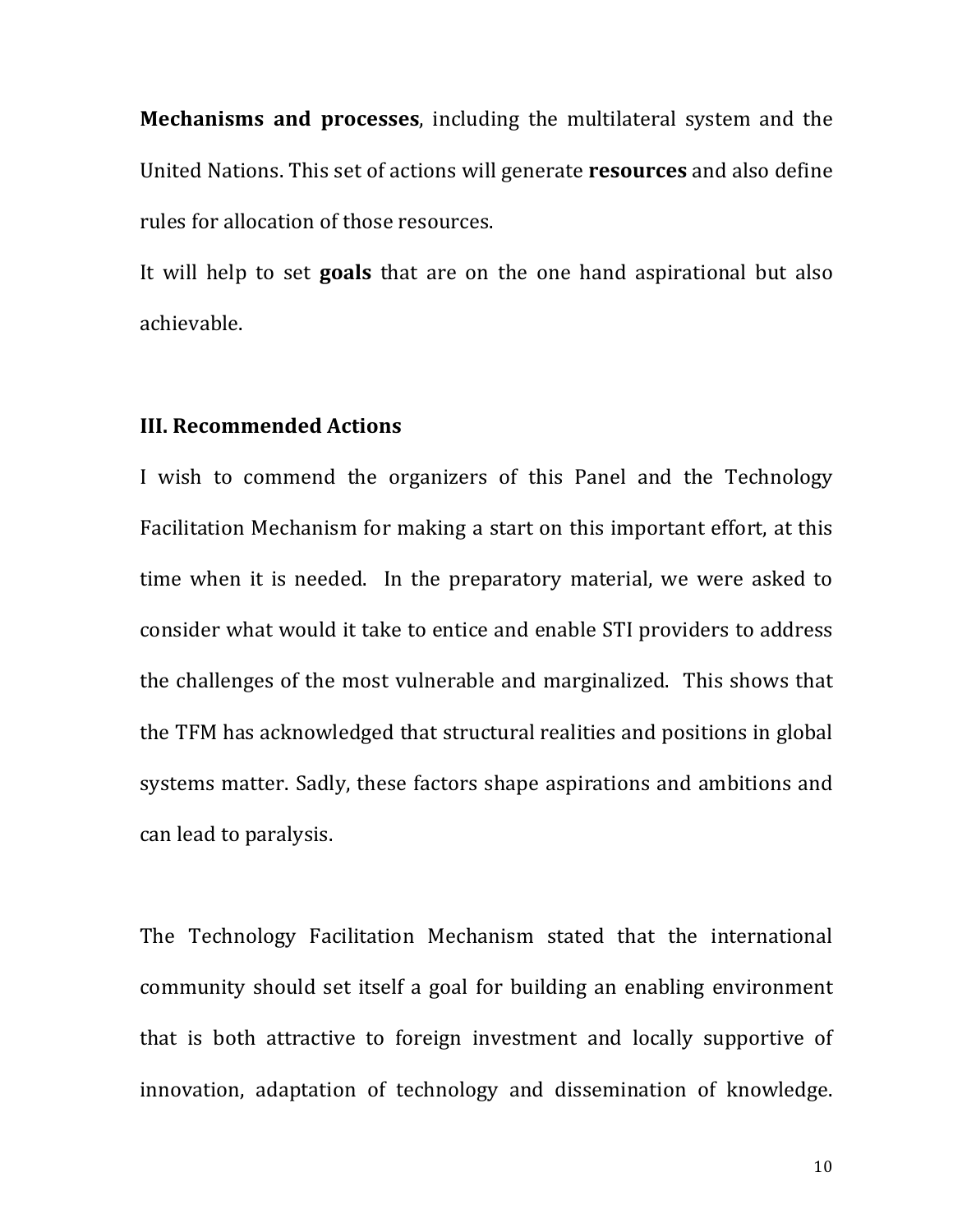**Mechanisms and processes**, including the multilateral system and the United Nations. This set of actions will generate **resources** and also define rules for allocation of those resources.

It will help to set **goals** that are on the one hand aspirational but also achievable.

### III. Recommended Actions

I wish to commend the organizers of this Panel and the Technology Facilitation Mechanism for making a start on this important effort, at this time when it is needed. In the preparatory material, we were asked to consider what would it take to entice and enable STI providers to address the challenges of the most vulnerable and marginalized. This shows that the TFM has acknowledged that structural realities and positions in global systems matter. Sadly, these factors shape aspirations and ambitions and can lead to paralysis.

The Technology Facilitation Mechanism stated that the international community should set itself a goal for building an enabling environment that is both attractive to foreign investment and locally supportive of innovation, adaptation of technology and dissemination of knowledge.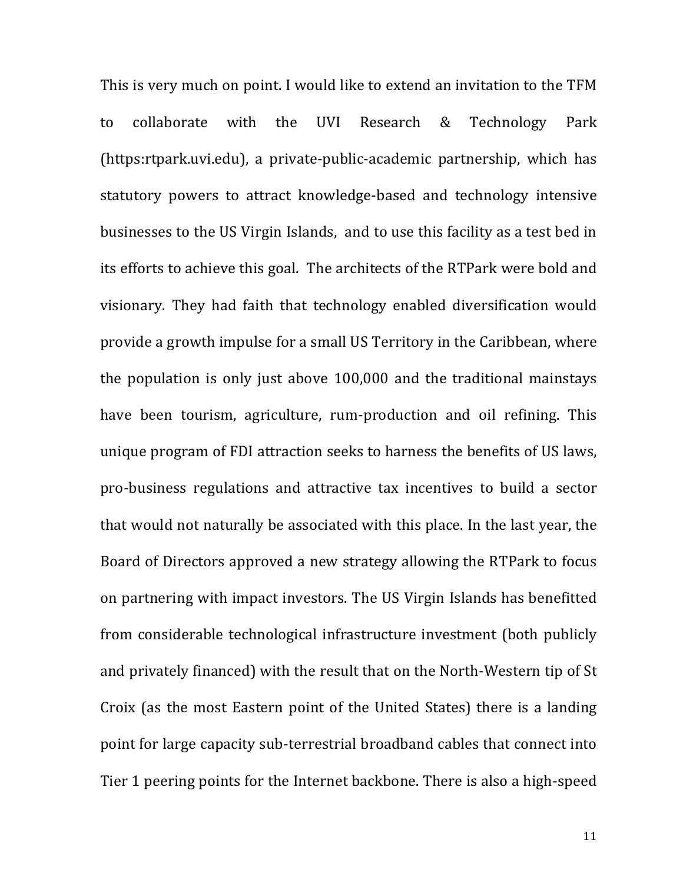This is very much on point. I would like to extend an invitation to the TFM to collaborate with the UVI Research & Technology Park (https:rtpark.uvi.edu), a private-public-academic partnership, which has statutory powers to attract knowledge-based and technology intensive businesses to the US Virgin Islands, and to use this facility as a test bed in its efforts to achieve this goal. The architects of the RTPark were bold and visionary. They had faith that technology enabled diversification would provide a growth impulse for a small US Territory in the Caribbean, where the population is only just above 100,000 and the traditional mainstays have been tourism, agriculture, rum-production and oil refining. This unique program of FDI attraction seeks to harness the benefits of US laws, pro-business regulations and attractive tax incentives to build a sector that would not naturally be associated with this place. In the last year, the Board of Directors approved a new strategy allowing the RTPark to focus on partnering with impact investors. The US Virgin Islands has benefitted from considerable technological infrastructure investment (both publicly and privately financed) with the result that on the North-Western tip of St Croix (as the most Eastern point of the United States) there is a landing point for large capacity sub-terrestrial broadband cables that connect into Tier 1 peering points for the Internet backbone. There is also a high-speed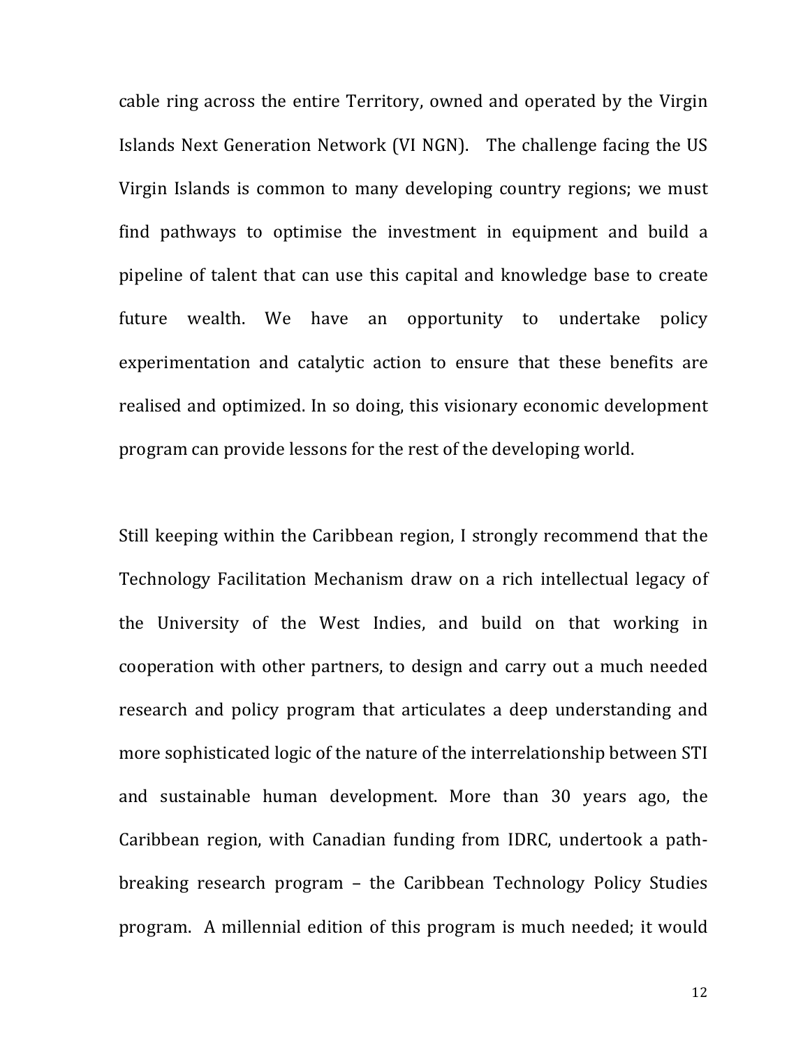cable ring across the entire Territory, owned and operated by the Virgin Islands Next Generation Network (VI NGN). The challenge facing the US Virgin Islands is common to many developing country regions; we must find pathways to optimise the investment in equipment and build a pipeline of talent that can use this capital and knowledge base to create future wealth. We have an opportunity to undertake policy experimentation and catalytic action to ensure that these benefits are realised and optimized. In so doing, this visionary economic development program can provide lessons for the rest of the developing world.

Still keeping within the Caribbean region, I strongly recommend that the Technology Facilitation Mechanism draw on a rich intellectual legacy of the University of the West Indies, and build on that working in cooperation with other partners, to design and carry out a much needed research and policy program that articulates a deep understanding and more sophisticated logic of the nature of the interrelationship between STI and sustainable human development. More than 30 years ago, the Caribbean region, with Canadian funding from IDRC, undertook a path-breaking research program – the Caribbean Technology Policy Studies program. A millennial edition of this program is much needed; it would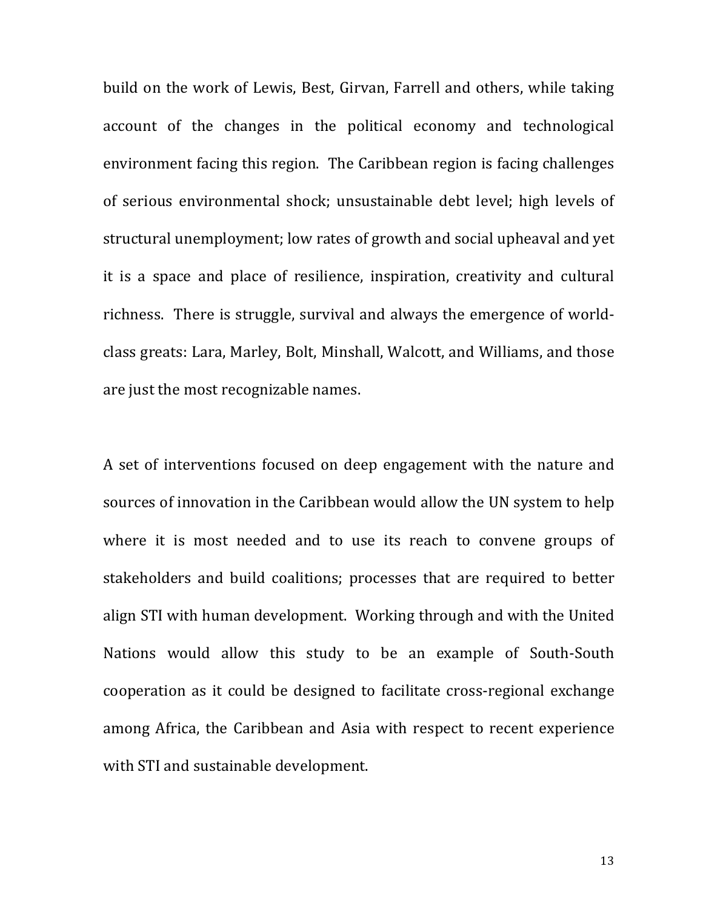build on the work of Lewis, Best, Girvan, Farrell and others, while taking account of the changes in the political economy and technological environment facing this region. The Caribbean region is facing challenges of serious environmental shock; unsustainable debt level; high levels of structural unemployment; low rates of growth and social upheaval and yet it is a space and place of resilience, inspiration, creativity and cultural richness. There is struggle, survival and always the emergence of world-class greats: Lara, Marley, Bolt, Minshall, Walcott, and Williams, and those are just the most recognizable names.

A set of interventions focused on deep engagement with the nature and sources of innovation in the Caribbean would allow the UN system to help where it is most needed and to use its reach to convene groups of stakeholders and build coalitions; processes that are required to better align STI with human development. Working through and with the United Nations would allow this study to be an example of South-South cooperation as it could be designed to facilitate cross-regional exchange among Africa, the Caribbean and Asia with respect to recent experience with STI and sustainable development.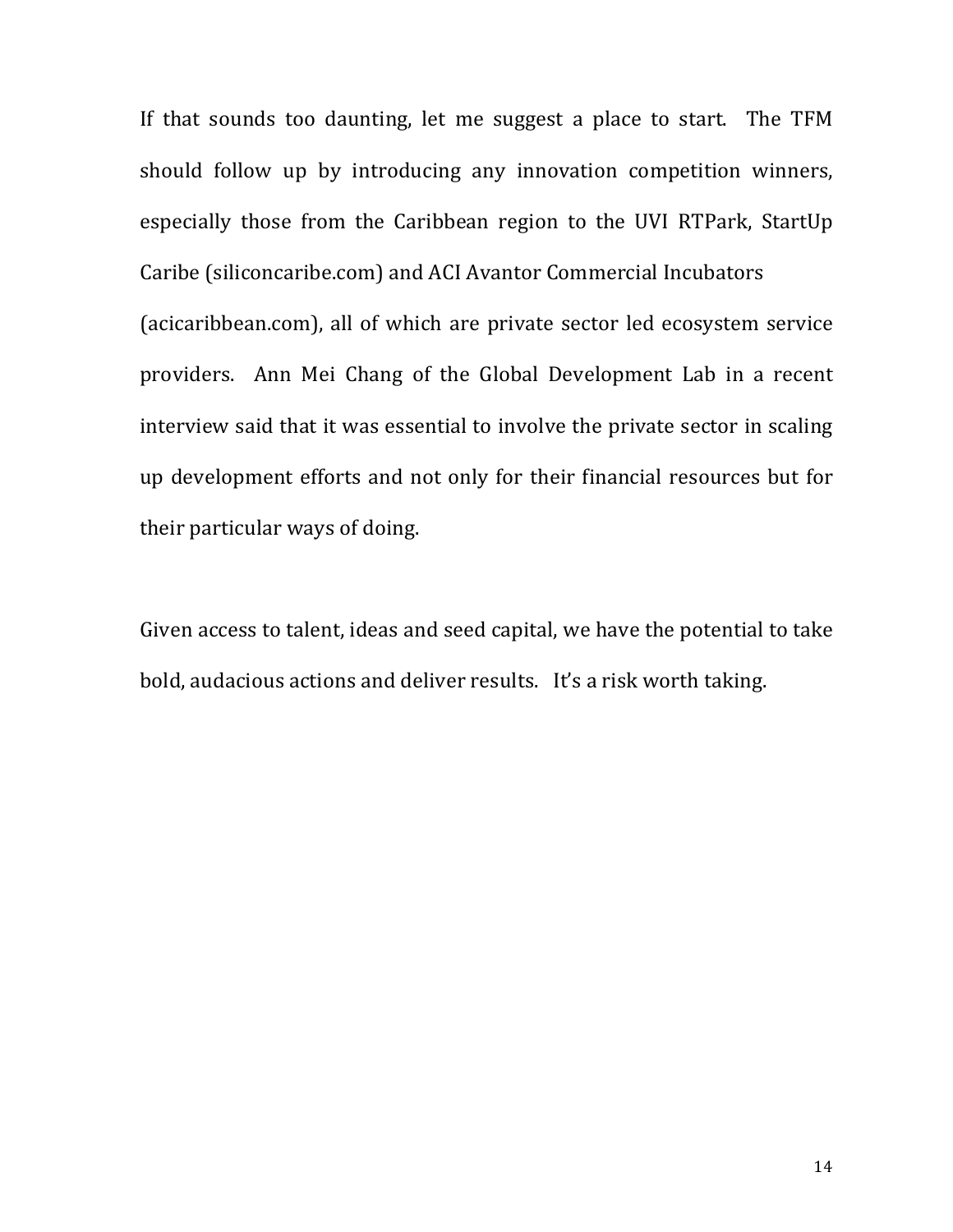If that sounds too daunting, let me suggest a place to start. The TFM should follow up by introducing any innovation competition winners, especially those from the Caribbean region to the UVI RTPark, StartUp Caribe (siliconcaribe.com) and ACI Avantor Commercial Incubators (acicaribbean.com), all of which are private sector led ecosystem service providers. Ann Mei Chang of the Global Development Lab in a recent interview said that it was essential to involve the private sector in scaling up development efforts and not only for their financial resources but for their particular ways of doing.

Given access to talent, ideas and seed capital, we have the potential to take bold, audacious actions and deliver results. It's a risk worth taking.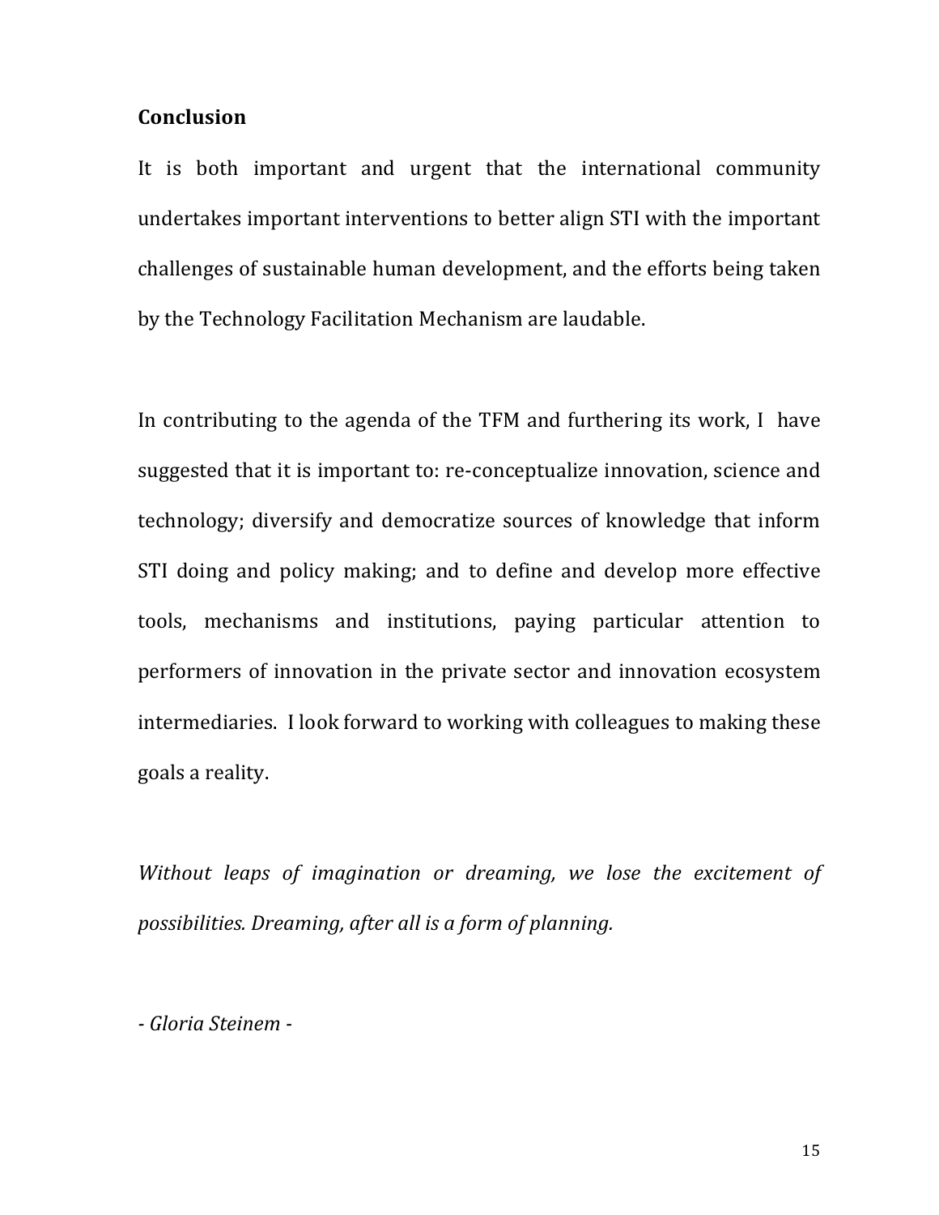## Conclusion

It is both important and urgent that the international community undertakes important interventions to better align STI with the important challenges of sustainable human development, and the efforts being taken by the Technology Facilitation Mechanism are laudable.

In contributing to the agenda of the TFM and furthering its work, I have suggested that it is important to: re-conceptualize innovation, science and technology; diversify and democratize sources of knowledge that inform STI doing and policy making; and to define and develop more effective tools, mechanisms and institutions, paying particular attention to performers of innovation in the private sector and innovation ecosystem intermediaries. I look forward to working with colleagues to making these goals a reality.

*Without leaps of imagination or dreaming, we lose the excitement of possibilities. Dreaming, after all is a form of planning.*

*- Gloria Steinem -*